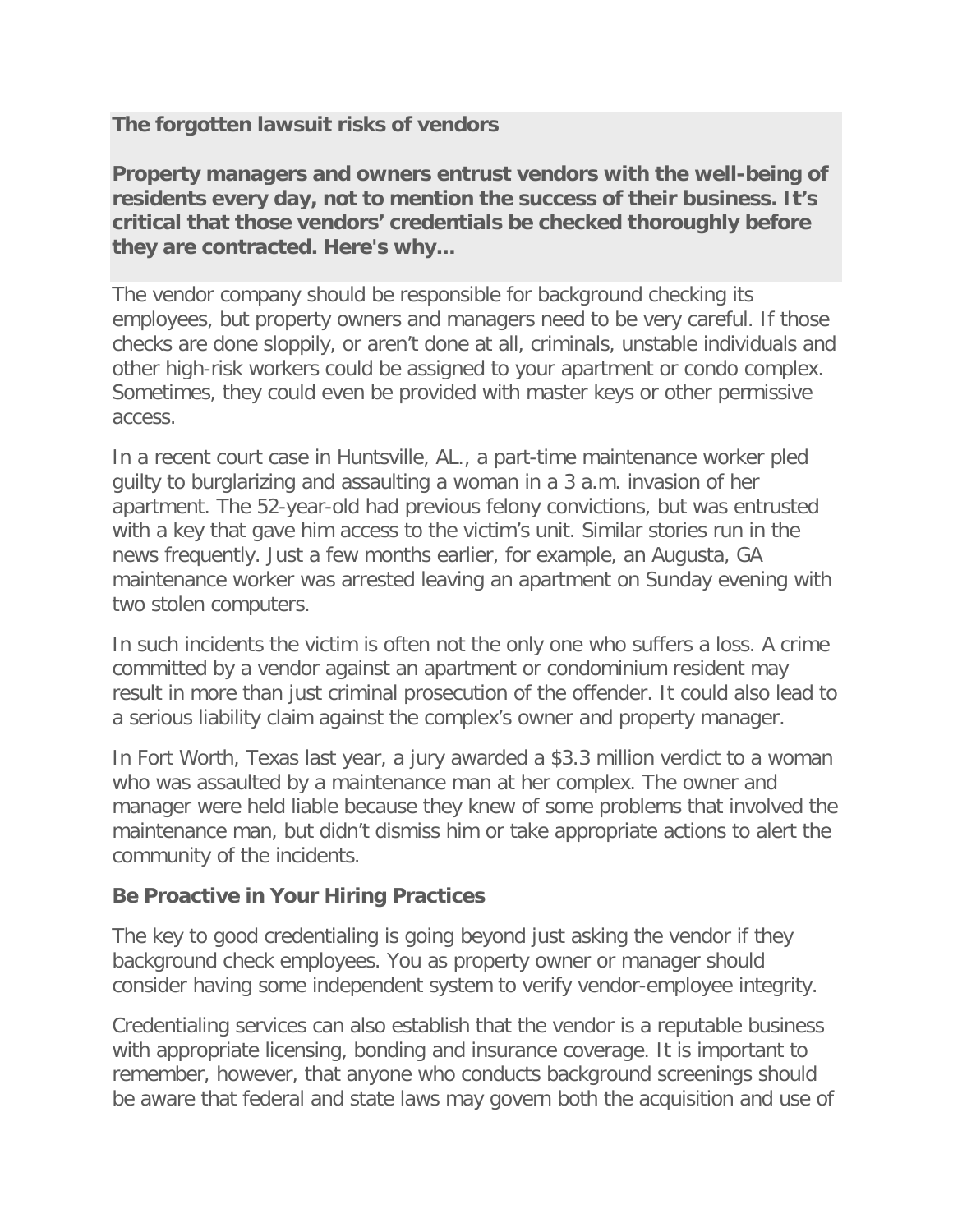**The forgotten lawsuit risks of vendors**

**Property managers and owners entrust vendors with the well-being of residents every day, not to mention the success of their business. It's critical that those vendors' credentials be checked thoroughly before they are contracted. Here's why...**

The vendor company should be responsible for background checking its employees, but property owners and managers need to be very careful. If those checks are done sloppily, or aren't done at all, criminals, unstable individuals and other high-risk workers could be assigned to your apartment or condo complex. Sometimes, they could even be provided with master keys or other permissive access.

In a recent court case in Huntsville, AL., a part-time maintenance worker pled guilty to burglarizing and assaulting a woman in a 3 a.m. invasion of her apartment. The 52-year-old had previous felony convictions, but was entrusted with a key that gave him access to the victim's unit. Similar stories run in the news frequently. Just a few months earlier, for example, an Augusta, GA maintenance worker was arrested leaving an apartment on Sunday evening with two stolen computers.

In such incidents the victim is often not the only one who suffers a loss. A crime committed by a vendor against an apartment or condominium resident may result in more than just criminal prosecution of the offender. It could also lead to a serious liability claim against the complex's owner and property manager.

In Fort Worth, Texas last year, a jury awarded a $3.3 million verdict to a woman who was assaulted by a maintenance man at her complex. The owner and manager were held liable because they knew of some problems that involved the maintenance man, but didn't dismiss him or take appropriate actions to alert the community of the incidents.

## Be Proactive in Your Hiring Practices

The key to good credentialing is going beyond just asking the vendor if they background check employees. You as property owner or manager should consider having some independent system to verify vendor-employee integrity.

Credentialing services can also establish that the vendor is a reputable business with appropriate licensing, bonding and insurance coverage. It is important to remember, however, that anyone who conducts background screenings should be aware that federal and state laws may govern both the acquisition and use of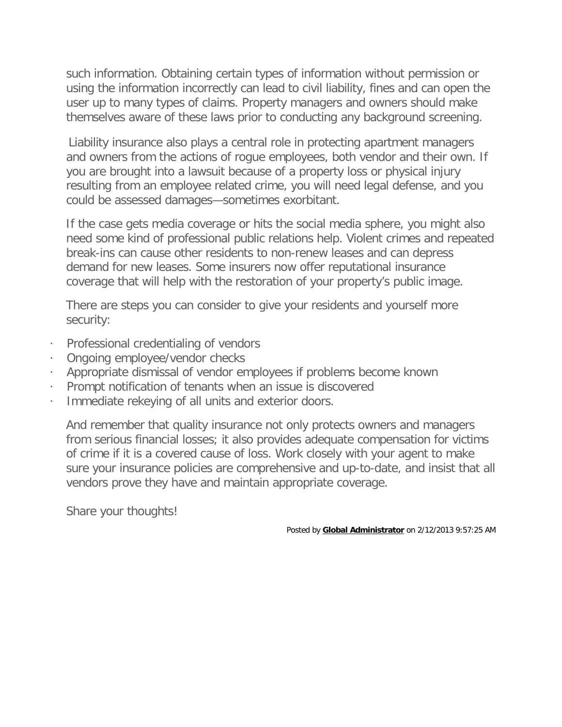such information. Obtaining certain types of information without permission or using the information incorrectly can lead to civil liability, fines and can open the user up to many types of claims. Property managers and owners should make themselves aware of these laws prior to conducting any background screening.

Liability insurance also plays a central role in protecting apartment managers and owners from the actions of rogue employees, both vendor and their own. If you are brought into a lawsuit because of a property loss or physical injury resulting from an employee related crime, you will need legal defense, and you could be assessed damages—sometimes exorbitant.

If the case gets media coverage or hits the social media sphere, you might also need some kind of professional public relations help. Violent crimes and repeated break-ins can cause other residents to non-renew leases and can depress demand for new leases. Some insurers now offer reputational insurance coverage that will help with the restoration of your property's public image.

There are steps you can consider to give your residents and yourself more security:

- Professional credentialing of vendors
- Ongoing employee/vendor checks
- Appropriate dismissal of vendor employees if problems become known
- Prompt notification of tenants when an issue is discovered
- Immediate rekeying of all units and exterior doors.

And remember that quality insurance not only protects owners and managers from serious financial losses; it also provides adequate compensation for victims of crime if it is a covered cause of loss. Work closely with your agent to make sure your insurance policies are comprehensive and up-to-date, and insist that all vendors prove they have and maintain appropriate coverage.

Share your thoughts!

Posted by **Global Administrator** on 2/12/2013 9:57:25 AM